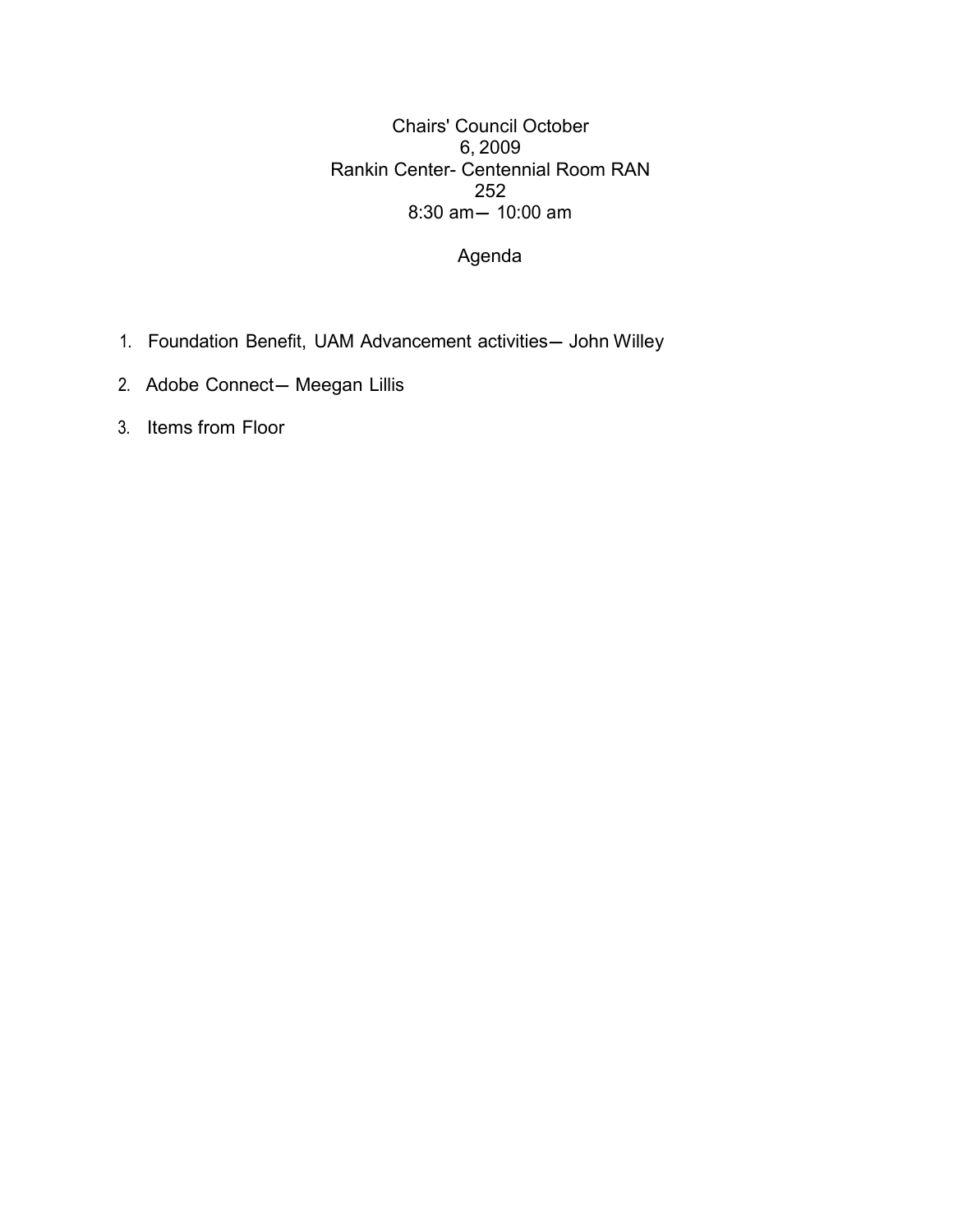Chairs' Council October 6, 2009

Rankin Center- Centennial Room RAN 252

8:30 am— 10:00 am

Agenda

1. Foundation Benefit, UAM Advancement activities— John Willey
2. Adobe Connect— Meegan Lillis
3. Items from Floor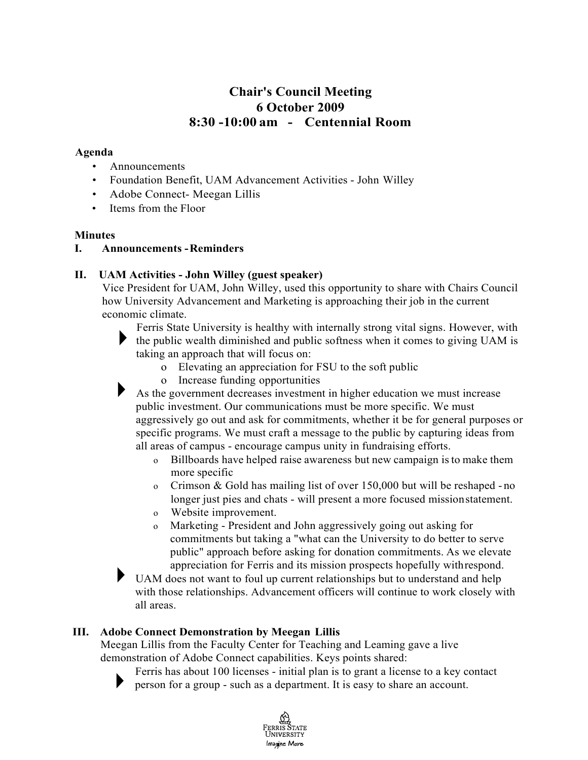# Chair's Council Meeting
# 6 October 2009
# 8:30 -10:00 am - Centennial Room

**Agenda**

- Announcements
- Foundation Benefit, UAM Advancement Activities - John Willey
- Adobe Connect- Meegan Lillis
- Items from the Floor

**Minutes**

**I. Announcements - Reminders**

**II. UAM Activities - John Willey (guest speaker)**

Vice President for UAM, John Willey, used this opportunity to share with Chairs Council how University Advancement and Marketing is approaching their job in the current economic climate.

- Ferris State University is healthy with internally strong vital signs. However, with the public wealth diminished and public softness when it comes to giving UAM is taking an approach that will focus on:
  - Elevating an appreciation for FSU to the soft public
  - Increase funding opportunities
- As the government decreases investment in higher education we must increase public investment. Our communications must be more specific. We must aggressively go out and ask for commitments, whether it be for general purposes or specific programs. We must craft a message to the public by capturing ideas from all areas of campus - encourage campus unity in fundraising efforts.
  - Billboards have helped raise awareness but new campaign is to make them more specific
  - Crimson & Gold has mailing list of over 150,000 but will be reshaped - no longer just pies and chats - will present a more focused mission statement.
  - Website improvement.
  - Marketing - President and John aggressively going out asking for commitments but taking a "what can the University to do better to serve public" approach before asking for donation commitments. As we elevate appreciation for Ferris and its mission prospects hopefully with respond.
- UAM does not want to foul up current relationships but to understand and help with those relationships. Advancement officers will continue to work closely with all areas.

**III. Adobe Connect Demonstration by Meegan Lillis**

Meegan Lillis from the Faculty Center for Teaching and Leaming gave a live demonstration of Adobe Connect capabilities. Keys points shared:

- Ferris has about 100 licenses - initial plan is to grant a license to a key contact person for a group - such as a department. It is easy to share an account.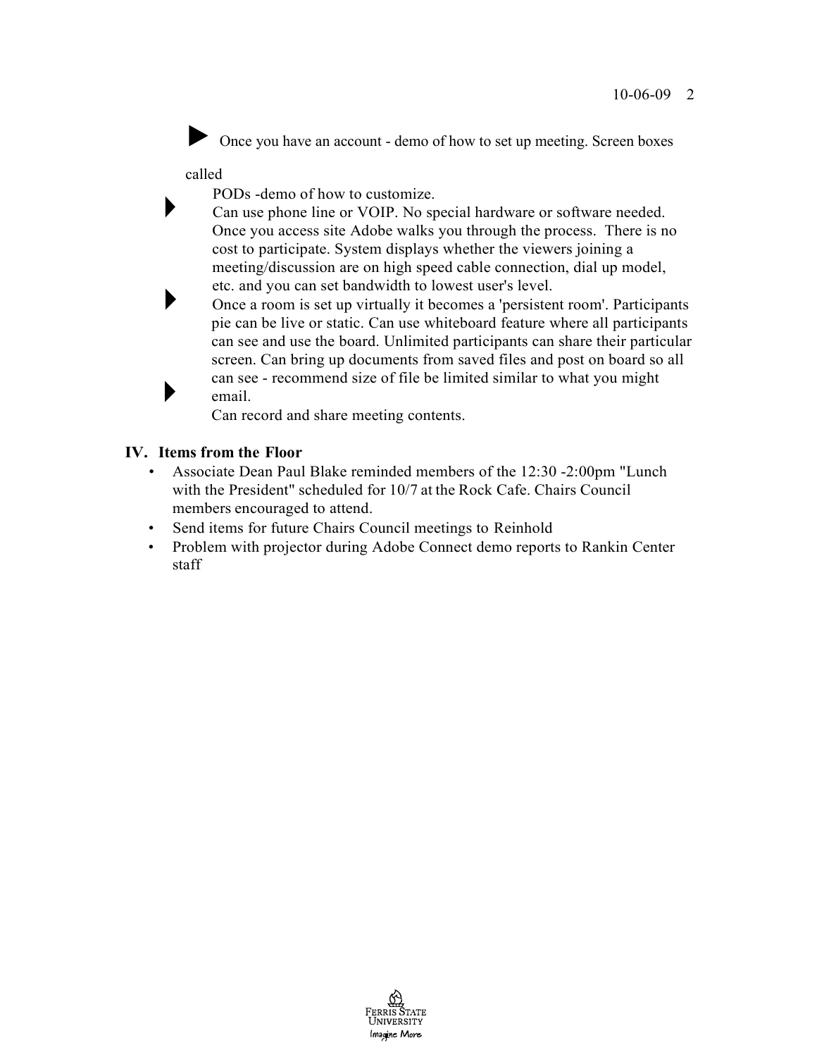- Once you have an account - demo of how to set up meeting. Screen boxes called PODs -demo of how to customize.
- Can use phone line or VOIP. No special hardware or software needed. Once you access site Adobe walks you through the process. There is no cost to participate. System displays whether the viewers joining a meeting/discussion are on high speed cable connection, dial up model, etc. and you can set bandwidth to lowest user's level.
- Once a room is set up virtually it becomes a 'persistent room'. Participants pie can be live or static. Can use whiteboard feature where all participants can see and use the board. Unlimited participants can share their particular screen. Can bring up documents from saved files and post on board so all can see - recommend size of file be limited similar to what you might email.
- Can record and share meeting contents.

## IV. Items from the Floor

- Associate Dean Paul Blake reminded members of the 12:30 -2:00pm "Lunch with the President" scheduled for 10/7 at the Rock Cafe. Chairs Council members encouraged to attend.
- Send items for future Chairs Council meetings to Reinhold
- Problem with projector during Adobe Connect demo reports to Rankin Center staff